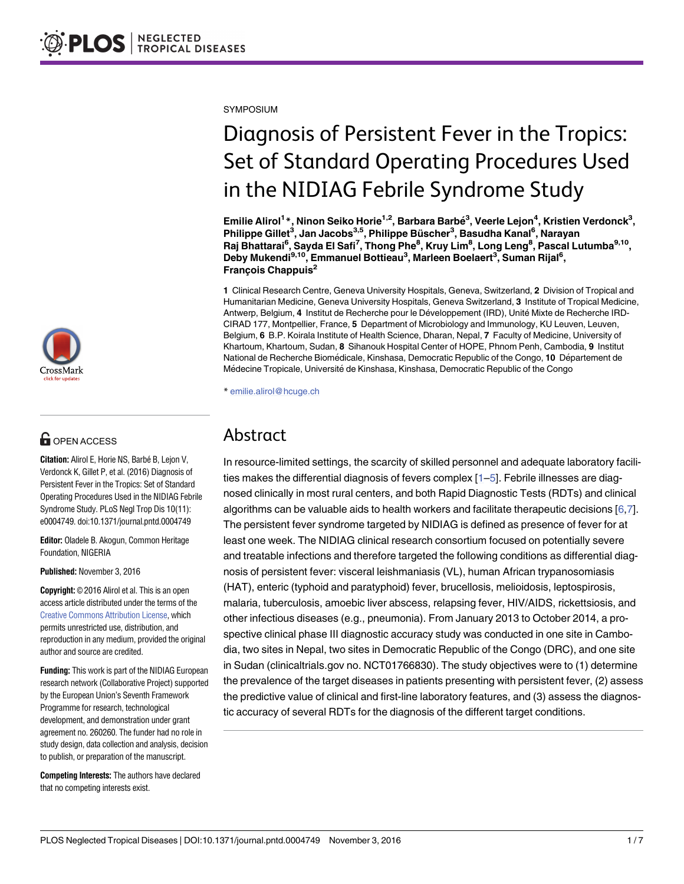SYMPOSIUM

# Diagnosis of Persistent Fever in the Tropics: Set of Standard Operating Procedures Used in the NIDIAG Febrile Syndrome Study

**Emilie Alirol[1]*, Ninon Seiko Horie[1,2], Barbara Barbé[3], Veerle Lejon[4], Kristien Verdonck[3], Philippe Gillet[3], Jan Jacobs[3,5], Philippe Büscher[3], Basudha Kanal[6], Narayan Raj Bhattarai[6], Sayda El Safi[7], Thong Phe[8], Kruy Lim[8], Long Leng[8], Pascal Lutumba[9,10], Deby Mukendi[9,10], Emmanuel Bottieau[3], Marleen Boelaert[3], Suman Rijal[6], François Chappuis[2]**

**1** Clinical Research Centre, Geneva University Hospitals, Geneva, Switzerland, **2** Division of Tropical and Humanitarian Medicine, Geneva University Hospitals, Geneva Switzerland, **3** Institute of Tropical Medicine, Antwerp, Belgium, **4** Institut de Recherche pour le Développement (IRD), Unité Mixte de Recherche IRD-CIRAD 177, Montpellier, France, **5** Department of Microbiology and Immunology, KU Leuven, Leuven, Belgium, **6** B.P. Koirala Institute of Health Science, Dharan, Nepal, **7** Faculty of Medicine, University of Khartoum, Khartoum, Sudan, **8** Sihanouk Hospital Center of HOPE, Phnom Penh, Cambodia, **9** Institut National de Recherche Biomédicale, Kinshasa, Democratic Republic of the Congo, **10** Département de Médecine Tropicale, Université de Kinshasa, Kinshasa, Democratic Republic of the Congo

* emilie.alirol@hcuge.ch

OPEN ACCESS

**Citation:** Alirol E, Horie NS, Barbé B, Lejon V, Verdonck K, Gillet P, et al. (2016) Diagnosis of Persistent Fever in the Tropics: Set of Standard Operating Procedures Used in the NIDIAG Febrile Syndrome Study. PLoS Negl Trop Dis 10(11): e0004749. doi:10.1371/journal.pntd.0004749

**Editor:** Oladele B. Akogun, Common Heritage Foundation, NIGERIA

**Published:** November 3, 2016

**Copyright:** © 2016 Alirol et al. This is an open access article distributed under the terms of the Creative Commons Attribution License, which permits unrestricted use, distribution, and reproduction in any medium, provided the original author and source are credited.

**Funding:** This work is part of the NIDIAG European research network (Collaborative Project) supported by the European Union's Seventh Framework Programme for research, technological development, and demonstration under grant agreement no. 260260. The funder had no role in study design, data collection and analysis, decision to publish, or preparation of the manuscript.

**Competing Interests:** The authors have declared that no competing interests exist.

## Abstract

In resource-limited settings, the scarcity of skilled personnel and adequate laboratory facilities makes the differential diagnosis of fevers complex [1–5]. Febrile illnesses are diagnosed clinically in most rural centers, and both Rapid Diagnostic Tests (RDTs) and clinical algorithms can be valuable aids to health workers and facilitate therapeutic decisions [6,7]. The persistent fever syndrome targeted by NIDIAG is defined as presence of fever for at least one week. The NIDIAG clinical research consortium focused on potentially severe and treatable infections and therefore targeted the following conditions as differential diagnosis of persistent fever: visceral leishmaniasis (VL), human African trypanosomiasis (HAT), enteric (typhoid and paratyphoid) fever, brucellosis, melioidosis, leptospirosis, malaria, tuberculosis, amoebic liver abscess, relapsing fever, HIV/AIDS, rickettsiosis, and other infectious diseases (e.g., pneumonia). From January 2013 to October 2014, a prospective clinical phase III diagnostic accuracy study was conducted in one site in Cambodia, two sites in Nepal, two sites in Democratic Republic of the Congo (DRC), and one site in Sudan (clinicaltrials.gov no. NCT01766830). The study objectives were to (1) determine the prevalence of the target diseases in patients presenting with persistent fever, (2) assess the predictive value of clinical and first-line laboratory features, and (3) assess the diagnostic accuracy of several RDTs for the diagnosis of the different target conditions.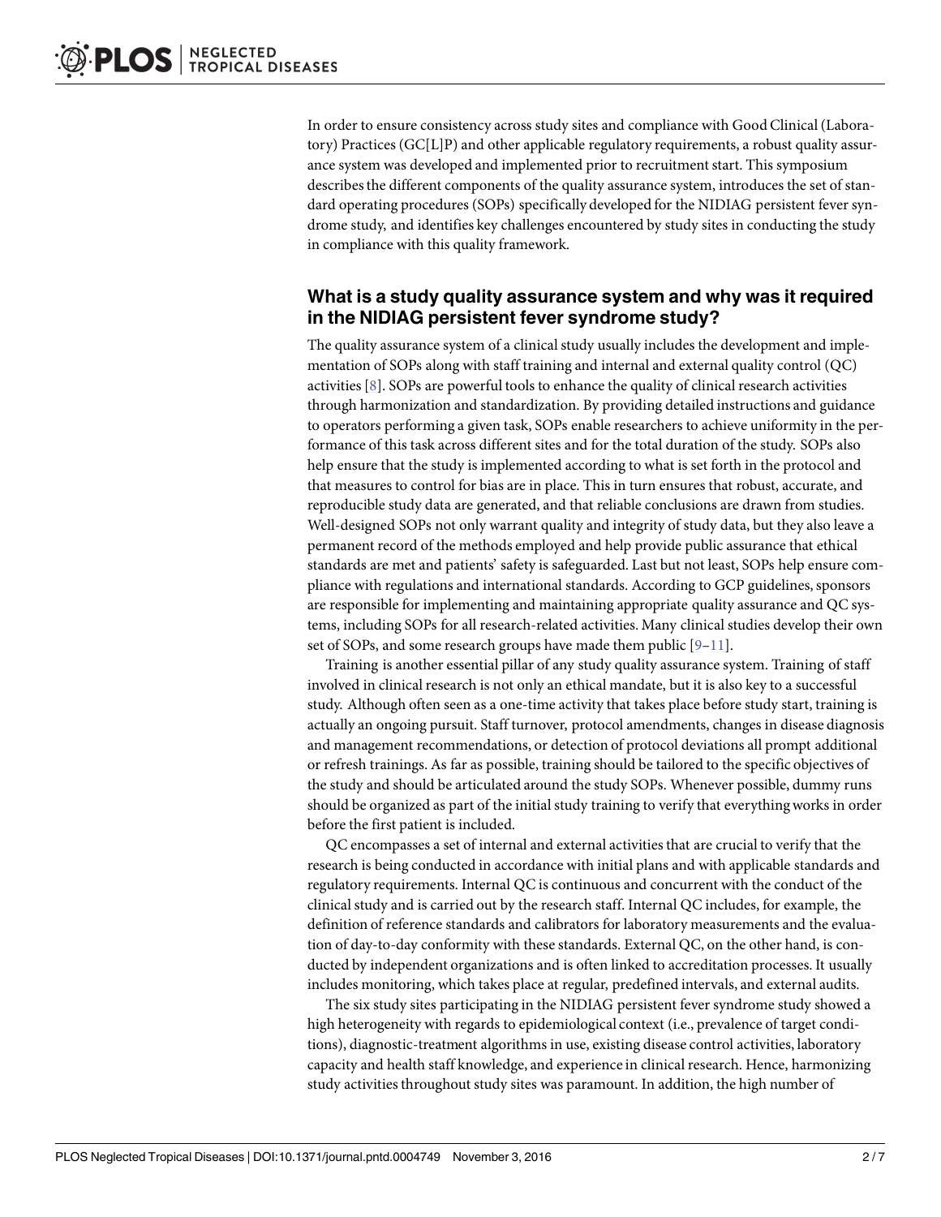In order to ensure consistency across study sites and compliance with Good Clinical (Laboratory) Practices (GC[L]P) and other applicable regulatory requirements, a robust quality assurance system was developed and implemented prior to recruitment start. This symposium describes the different components of the quality assurance system, introduces the set of standard operating procedures (SOPs) specifically developed for the NIDIAG persistent fever syndrome study, and identifies key challenges encountered by study sites in conducting the study in compliance with this quality framework.

## What is a study quality assurance system and why was it required in the NIDIAG persistent fever syndrome study?

The quality assurance system of a clinical study usually includes the development and implementation of SOPs along with staff training and internal and external quality control (QC) activities [8]. SOPs are powerful tools to enhance the quality of clinical research activities through harmonization and standardization. By providing detailed instructions and guidance to operators performing a given task, SOPs enable researchers to achieve uniformity in the performance of this task across different sites and for the total duration of the study. SOPs also help ensure that the study is implemented according to what is set forth in the protocol and that measures to control for bias are in place. This in turn ensures that robust, accurate, and reproducible study data are generated, and that reliable conclusions are drawn from studies. Well-designed SOPs not only warrant quality and integrity of study data, but they also leave a permanent record of the methods employed and help provide public assurance that ethical standards are met and patients' safety is safeguarded. Last but not least, SOPs help ensure compliance with regulations and international standards. According to GCP guidelines, sponsors are responsible for implementing and maintaining appropriate quality assurance and QC systems, including SOPs for all research-related activities. Many clinical studies develop their own set of SOPs, and some research groups have made them public [9–11].

Training is another essential pillar of any study quality assurance system. Training of staff involved in clinical research is not only an ethical mandate, but it is also key to a successful study. Although often seen as a one-time activity that takes place before study start, training is actually an ongoing pursuit. Staff turnover, protocol amendments, changes in disease diagnosis and management recommendations, or detection of protocol deviations all prompt additional or refresh trainings. As far as possible, training should be tailored to the specific objectives of the study and should be articulated around the study SOPs. Whenever possible, dummy runs should be organized as part of the initial study training to verify that everything works in order before the first patient is included.

QC encompasses a set of internal and external activities that are crucial to verify that the research is being conducted in accordance with initial plans and with applicable standards and regulatory requirements. Internal QC is continuous and concurrent with the conduct of the clinical study and is carried out by the research staff. Internal QC includes, for example, the definition of reference standards and calibrators for laboratory measurements and the evaluation of day-to-day conformity with these standards. External QC, on the other hand, is conducted by independent organizations and is often linked to accreditation processes. It usually includes monitoring, which takes place at regular, predefined intervals, and external audits.

The six study sites participating in the NIDIAG persistent fever syndrome study showed a high heterogeneity with regards to epidemiological context (i.e., prevalence of target conditions), diagnostic-treatment algorithms in use, existing disease control activities, laboratory capacity and health staff knowledge, and experience in clinical research. Hence, harmonizing study activities throughout study sites was paramount. In addition, the high number of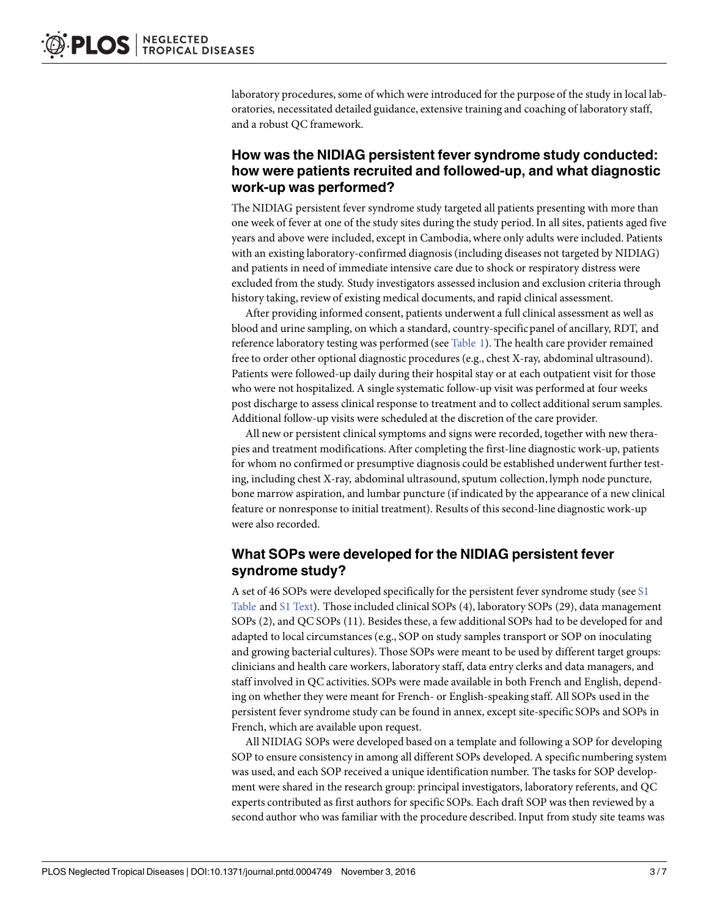laboratory procedures, some of which were introduced for the purpose of the study in local laboratories, necessitated detailed guidance, extensive training and coaching of laboratory staff, and a robust QC framework.

## How was the NIDIAG persistent fever syndrome study conducted: how were patients recruited and followed-up, and what diagnostic work-up was performed?

The NIDIAG persistent fever syndrome study targeted all patients presenting with more than one week of fever at one of the study sites during the study period. In all sites, patients aged five years and above were included, except in Cambodia, where only adults were included. Patients with an existing laboratory-confirmed diagnosis (including diseases not targeted by NIDIAG) and patients in need of immediate intensive care due to shock or respiratory distress were excluded from the study. Study investigators assessed inclusion and exclusion criteria through history taking, review of existing medical documents, and rapid clinical assessment.

After providing informed consent, patients underwent a full clinical assessment as well as blood and urine sampling, on which a standard, country-specific panel of ancillary, RDT, and reference laboratory testing was performed (see Table 1). The health care provider remained free to order other optional diagnostic procedures (e.g., chest X-ray, abdominal ultrasound). Patients were followed-up daily during their hospital stay or at each outpatient visit for those who were not hospitalized. A single systematic follow-up visit was performed at four weeks post discharge to assess clinical response to treatment and to collect additional serum samples. Additional follow-up visits were scheduled at the discretion of the care provider.

All new or persistent clinical symptoms and signs were recorded, together with new therapies and treatment modifications. After completing the first-line diagnostic work-up, patients for whom no confirmed or presumptive diagnosis could be established underwent further testing, including chest X-ray, abdominal ultrasound, sputum collection, lymph node puncture, bone marrow aspiration, and lumbar puncture (if indicated by the appearance of a new clinical feature or nonresponse to initial treatment). Results of this second-line diagnostic work-up were also recorded.

## What SOPs were developed for the NIDIAG persistent fever syndrome study?

A set of 46 SOPs were developed specifically for the persistent fever syndrome study (see S1 Table and S1 Text). Those included clinical SOPs (4), laboratory SOPs (29), data management SOPs (2), and QC SOPs (11). Besides these, a few additional SOPs had to be developed for and adapted to local circumstances (e.g., SOP on study samples transport or SOP on inoculating and growing bacterial cultures). Those SOPs were meant to be used by different target groups: clinicians and health care workers, laboratory staff, data entry clerks and data managers, and staff involved in QC activities. SOPs were made available in both French and English, depending on whether they were meant for French- or English-speaking staff. All SOPs used in the persistent fever syndrome study can be found in annex, except site-specific SOPs and SOPs in French, which are available upon request.

All NIDIAG SOPs were developed based on a template and following a SOP for developing SOP to ensure consistency in among all different SOPs developed. A specific numbering system was used, and each SOP received a unique identification number. The tasks for SOP development were shared in the research group: principal investigators, laboratory referents, and QC experts contributed as first authors for specific SOPs. Each draft SOP was then reviewed by a second author who was familiar with the procedure described. Input from study site teams was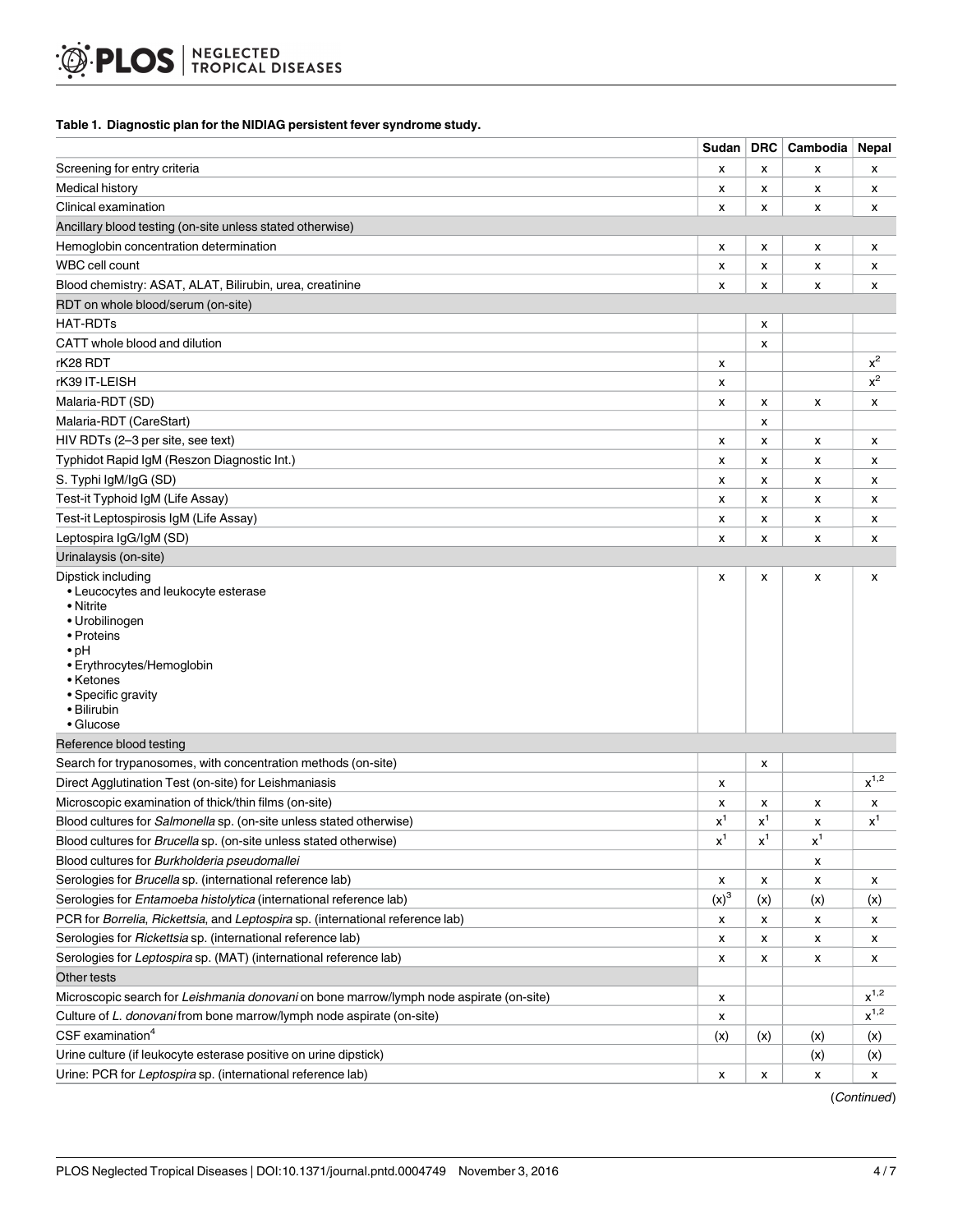**Table 1. Diagnostic plan for the NIDIAG persistent fever syndrome study.**

| | Sudan | DRC | Cambodia | Nepal |
|---|---|---|---|---|
| Screening for entry criteria | x | x | x | x |
| Medical history | x | x | x | x |
| Clinical examination | x | x | x | x |
| Ancillary blood testing (on-site unless stated otherwise) | | | | |
| Hemoglobin concentration determination | x | x | x | x |
| WBC cell count | x | x | x | x |
| Blood chemistry: ASAT, ALAT, Bilirubin, urea, creatinine | x | x | x | x |
| RDT on whole blood/serum (on-site) | | | | |
| HAT-RDTs | | x | | |
| CATT whole blood and dilution | | x | | |
| rK28 RDT | x | | | x[2] |
| rK39 IT-LEISH | x | | | x[2] |
| Malaria-RDT (SD) | x | x | x | x |
| Malaria-RDT (CareStart) | | x | | |
| HIV RDTs (2–3 per site, see text) | x | x | x | x |
| Typhidot Rapid IgM (Reszon Diagnostic Int.) | x | x | x | x |
| S. Typhi IgM/IgG (SD) | x | x | x | x |
| Test-it Typhoid IgM (Life Assay) | x | x | x | x |
| Test-it Leptospirosis IgM (Life Assay) | x | x | x | x |
| Leptospira IgG/IgM (SD) | x | x | x | x |
| Urinalysis (on-site) | | | | |
| Dipstick including<br>• Leucocytes and leukocyte esterase<br>• Nitrite<br>• Urobilinogen<br>• Proteins<br>• pH<br>• Erythrocytes/Hemoglobin<br>• Ketones<br>• Specific gravity<br>• Bilirubin<br>• Glucose | x | x | x | x |
| Reference blood testing | | | | |
| Search for trypanosomes, with concentration methods (on-site) | | x | | |
| Direct Agglutination Test (on-site) for Leishmaniasis | x | | | x[1,2] |
| Microscopic examination of thick/thin films (on-site) | x | x | x | x |
| Blood cultures for *Salmonella* sp. (on-site unless stated otherwise) | x[1] | x[1] | x | x[1] |
| Blood cultures for *Brucella* sp. (on-site unless stated otherwise) | x[1] | x[1] | x[1] | |
| Blood cultures for *Burkholderia pseudomallei* | | | x | |
| Serologies for *Brucella* sp. (international reference lab) | x | x | x | x |
| Serologies for *Entamoeba histolytica* (international reference lab) | (x)[3] | (x) | (x) | (x) |
| PCR for *Borrelia*, *Rickettsia*, and *Leptospira* sp. (international reference lab) | x | x | x | x |
| Serologies for *Rickettsia* sp. (international reference lab) | x | x | x | x |
| Serologies for *Leptospira* sp. (MAT) (international reference lab) | x | x | x | x |
| Other tests | | | | |
| Microscopic search for *Leishmania donovani* on bone marrow/lymph node aspirate (on-site) | x | | | x[1,2] |
| Culture of *L. donovani* from bone marrow/lymph node aspirate (on-site) | x | | | x[1,2] |
| CSF examination[4] | (x) | (x) | (x) | (x) |
| Urine culture (if leukocyte esterase positive on urine dipstick) | | | (x) | (x) |
| Urine: PCR for *Leptospira* sp. (international reference lab) | x | x | x | x |

(*Continued*)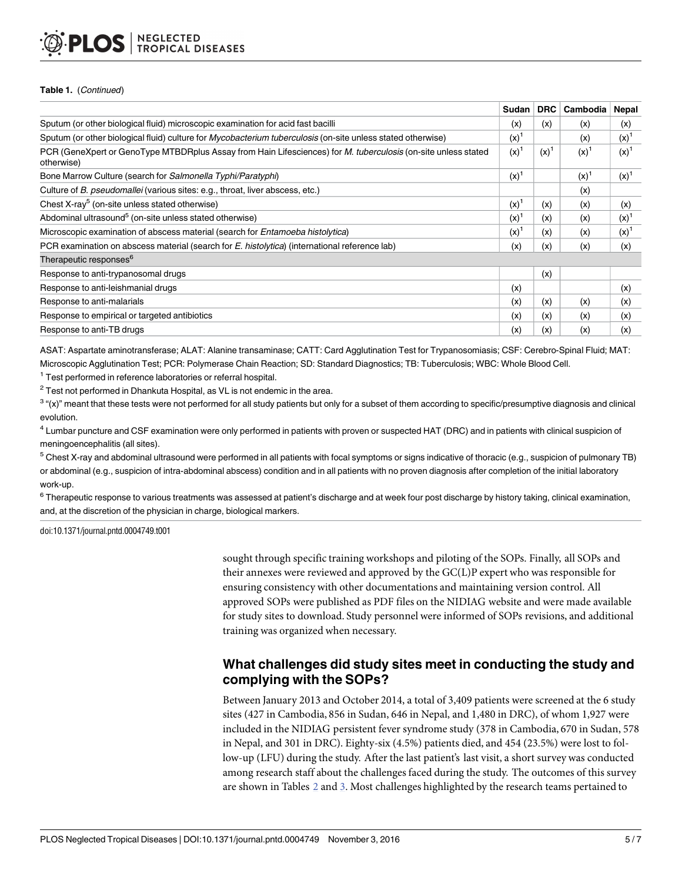**Table 1.** (*Continued*)

| | Sudan | DRC | Cambodia | Nepal |
|---|---|---|---|---|
| Sputum (or other biological fluid) microscopic examination for acid fast bacilli | (x) | (x) | (x) | (x) |
| Sputum (or other biological fluid) culture for *Mycobacterium tuberculosis* (on-site unless stated otherwise) | (x)[1] | | (x) | (x)[1] |
| PCR (GeneXpert or GenoType MTBDRplus Assay from Hain Lifesciences) for *M. tuberculosis* (on-site unless stated otherwise) | (x)[1] | (x)[1] | (x)[1] | (x)[1] |
| Bone Marrow Culture (search for *Salmonella Typhi/Paratyphi*) | (x)[1] | | (x)[1] | (x)[1] |
| Culture of *B. pseudomallei* (various sites: e.g., throat, liver abscess, etc.) | | | (x) | |
| Chest X-ray[5] (on-site unless stated otherwise) | (x)[1] | (x) | (x) | (x) |
| Abdominal ultrasound[5] (on-site unless stated otherwise) | (x)[1] | (x) | (x) | (x)[1] |
| Microscopic examination of abscess material (search for *Entamoeba histolytica*) | (x)[1] | (x) | (x) | (x)[1] |
| PCR examination on abscess material (search for *E. histolytica*) (international reference lab) | (x) | (x) | (x) | (x) |
| Therapeutic responses[6] | | | | |
| Response to anti-trypanosomal drugs | | (x) | | |
| Response to anti-leishmanial drugs | (x) | | | (x) |
| Response to anti-malarials | (x) | (x) | (x) | (x) |
| Response to empirical or targeted antibiotics | (x) | (x) | (x) | (x) |
| Response to anti-TB drugs | (x) | (x) | (x) | (x) |

ASAT: Aspartate aminotransferase; ALAT: Alanine transaminase; CATT: Card Agglutination Test for Trypanosomiasis; CSF: Cerebro-Spinal Fluid; MAT: Microscopic Agglutination Test; PCR: Polymerase Chain Reaction; SD: Standard Diagnostics; TB: Tuberculosis; WBC: Whole Blood Cell.

[1] Test performed in reference laboratories or referral hospital.

[2] Test not performed in Dhankuta Hospital, as VL is not endemic in the area.

[3] "(x)" meant that these tests were not performed for all study patients but only for a subset of them according to specific/presumptive diagnosis and clinical evolution.

[4] Lumbar puncture and CSF examination were only performed in patients with proven or suspected HAT (DRC) and in patients with clinical suspicion of meningoencephalitis (all sites).

[5] Chest X-ray and abdominal ultrasound were performed in all patients with focal symptoms or signs indicative of thoracic (e.g., suspicion of pulmonary TB) or abdominal (e.g., suspicion of intra-abdominal abscess) condition and in all patients with no proven diagnosis after completion of the initial laboratory work-up.

[6] Therapeutic response to various treatments was assessed at patient's discharge and at week four post discharge by history taking, clinical examination, and, at the discretion of the physician in charge, biological markers.

doi:10.1371/journal.pntd.0004749.t001

sought through specific training workshops and piloting of the SOPs. Finally, all SOPs and their annexes were reviewed and approved by the GC(L)P expert who was responsible for ensuring consistency with other documentations and maintaining version control. All approved SOPs were published as PDF files on the NIDIAG website and were made available for study sites to download. Study personnel were informed of SOPs revisions, and additional training was organized when necessary.

## What challenges did study sites meet in conducting the study and complying with the SOPs?

Between January 2013 and October 2014, a total of 3,409 patients were screened at the 6 study sites (427 in Cambodia, 856 in Sudan, 646 in Nepal, and 1,480 in DRC), of whom 1,927 were included in the NIDIAG persistent fever syndrome study (378 in Cambodia, 670 in Sudan, 578 in Nepal, and 301 in DRC). Eighty-six (4.5%) patients died, and 454 (23.5%) were lost to follow-up (LFU) during the study. After the last patient's last visit, a short survey was conducted among research staff about the challenges faced during the study. The outcomes of this survey are shown in Tables 2 and 3. Most challenges highlighted by the research teams pertained to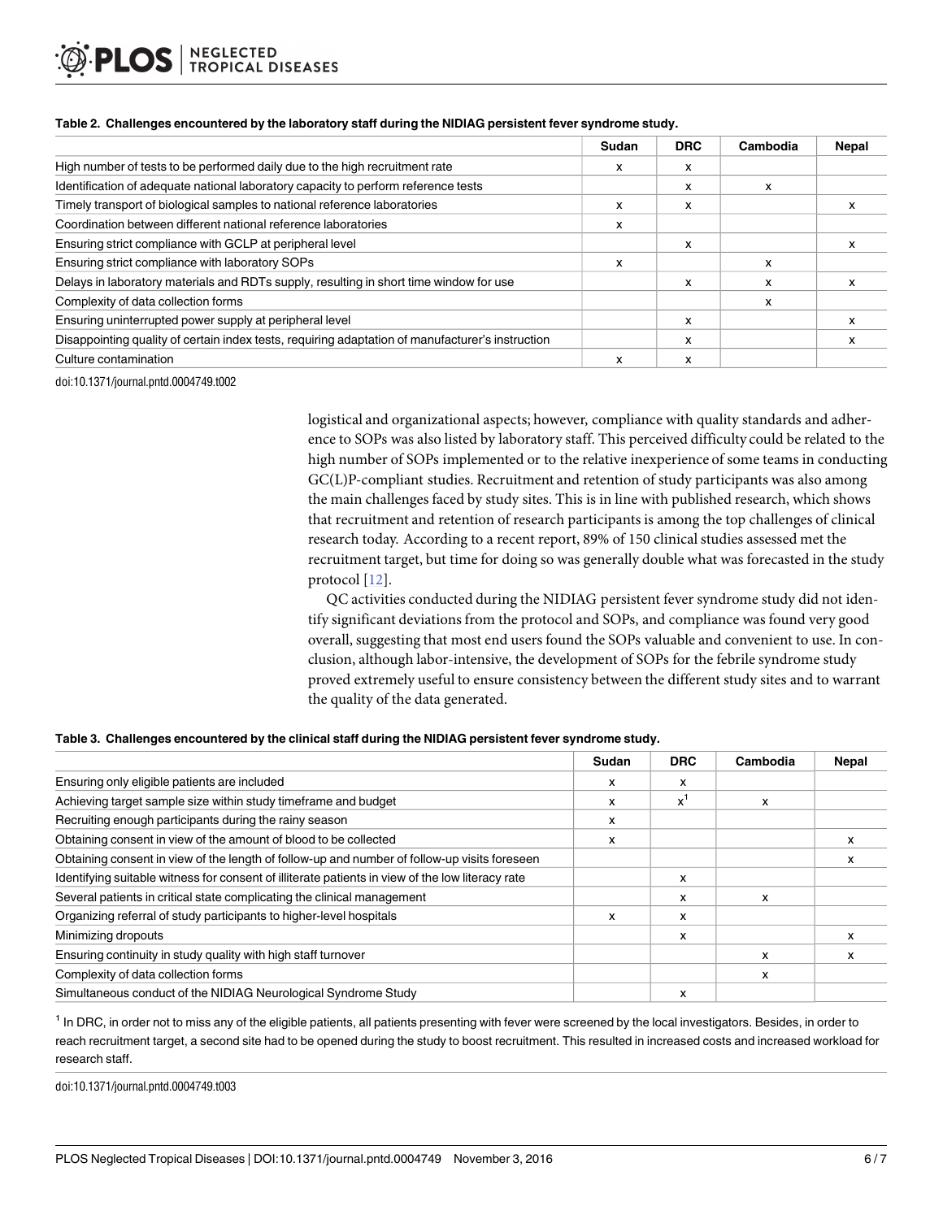**Table 2. Challenges encountered by the laboratory staff during the NIDIAG persistent fever syndrome study.**

| | Sudan | DRC | Cambodia | Nepal |
|---|---|---|---|---|
| High number of tests to be performed daily due to the high recruitment rate | x | x | | |
| Identification of adequate national laboratory capacity to perform reference tests | | x | x | |
| Timely transport of biological samples to national reference laboratories | x | x | | x |
| Coordination between different national reference laboratories | x | | | |
| Ensuring strict compliance with GCLP at peripheral level | | x | | x |
| Ensuring strict compliance with laboratory SOPs | x | | x | |
| Delays in laboratory materials and RDTs supply, resulting in short time window for use | | x | x | x |
| Complexity of data collection forms | | | x | |
| Ensuring uninterrupted power supply at peripheral level | | x | | x |
| Disappointing quality of certain index tests, requiring adaptation of manufacturer's instruction | | x | | x |
| Culture contamination | x | x | | |

doi:10.1371/journal.pntd.0004749.t002

logistical and organizational aspects; however, compliance with quality standards and adherence to SOPs was also listed by laboratory staff. This perceived difficulty could be related to the high number of SOPs implemented or to the relative inexperience of some teams in conducting GC(L)P-compliant studies. Recruitment and retention of study participants was also among the main challenges faced by study sites. This is in line with published research, which shows that recruitment and retention of research participants is among the top challenges of clinical research today. According to a recent report, 89% of 150 clinical studies assessed met the recruitment target, but time for doing so was generally double what was forecasted in the study protocol [12].

QC activities conducted during the NIDIAG persistent fever syndrome study did not identify significant deviations from the protocol and SOPs, and compliance was found very good overall, suggesting that most end users found the SOPs valuable and convenient to use. In conclusion, although labor-intensive, the development of SOPs for the febrile syndrome study proved extremely useful to ensure consistency between the different study sites and to warrant the quality of the data generated.

**Table 3. Challenges encountered by the clinical staff during the NIDIAG persistent fever syndrome study.**

| | Sudan | DRC | Cambodia | Nepal |
|---|---|---|---|---|
| Ensuring only eligible patients are included | x | x | | |
| Achieving target sample size within study timeframe and budget | x | x[1] | x | |
| Recruiting enough participants during the rainy season | x | | | |
| Obtaining consent in view of the amount of blood to be collected | x | | | x |
| Obtaining consent in view of the length of follow-up and number of follow-up visits foreseen | | | | x |
| Identifying suitable witness for consent of illiterate patients in view of the low literacy rate | | x | | |
| Several patients in critical state complicating the clinical management | | x | x | |
| Organizing referral of study participants to higher-level hospitals | x | x | | |
| Minimizing dropouts | | x | | x |
| Ensuring continuity in study quality with high staff turnover | | | x | x |
| Complexity of data collection forms | | | x | |
| Simultaneous conduct of the NIDIAG Neurological Syndrome Study | | x | | |

[1] In DRC, in order not to miss any of the eligible patients, all patients presenting with fever were screened by the local investigators. Besides, in order to reach recruitment target, a second site had to be opened during the study to boost recruitment. This resulted in increased costs and increased workload for research staff.

doi:10.1371/journal.pntd.0004749.t003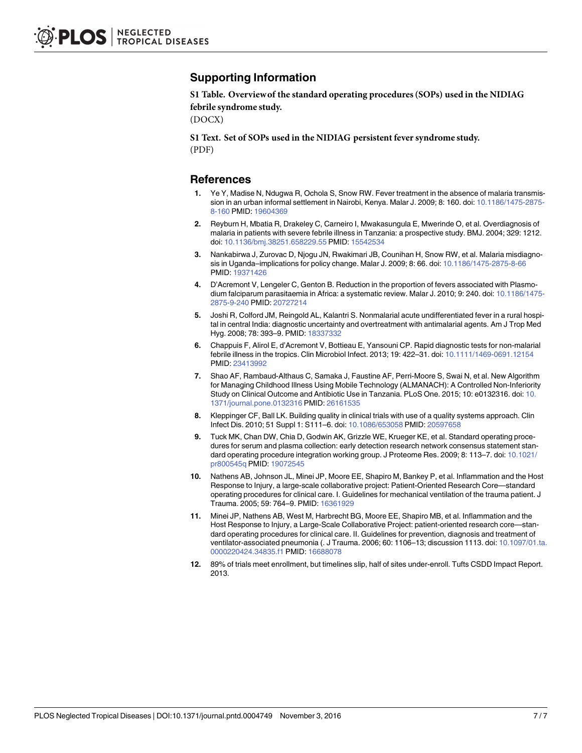## Supporting Information

**S1 Table. Overview of the standard operating procedures (SOPs) used in the NIDIAG febrile syndrome study.**
(DOCX)

**S1 Text. Set of SOPs used in the NIDIAG persistent fever syndrome study.**
(PDF)

## References

1. Ye Y, Madise N, Ndugwa R, Ochola S, Snow RW. Fever treatment in the absence of malaria transmission in an urban informal settlement in Nairobi, Kenya. Malar J. 2009; 8: 160. doi: 10.1186/1475-2875-8-160 PMID: 19604369
2. Reyburn H, Mbatia R, Drakeley C, Carneiro I, Mwakasungula E, Mwerinde O, et al. Overdiagnosis of malaria in patients with severe febrile illness in Tanzania: a prospective study. BMJ. 2004; 329: 1212. doi: 10.1136/bmj.38251.658229.55 PMID: 15542534
3. Nankabirwa J, Zurovac D, Njogu JN, Rwakimari JB, Counihan H, Snow RW, et al. Malaria misdiagnosis in Uganda–implications for policy change. Malar J. 2009; 8: 66. doi: 10.1186/1475-2875-8-66 PMID: 19371426
4. D'Acremont V, Lengeler C, Genton B. Reduction in the proportion of fevers associated with Plasmodium falciparum parasitaemia in Africa: a systematic review. Malar J. 2010; 9: 240. doi: 10.1186/1475-2875-9-240 PMID: 20727214
5. Joshi R, Colford JM, Reingold AL, Kalantri S. Nonmalarial acute undifferentiated fever in a rural hospital in central India: diagnostic uncertainty and overtreatment with antimalarial agents. Am J Trop Med Hyg. 2008; 78: 393–9. PMID: 18337332
6. Chappuis F, Alirol E, d'Acremont V, Bottieau E, Yansouni CP. Rapid diagnostic tests for non-malarial febrile illness in the tropics. Clin Microbiol Infect. 2013; 19: 422–31. doi: 10.1111/1469-0691.12154 PMID: 23413992
7. Shao AF, Rambaud-Althaus C, Samaka J, Faustine AF, Perri-Moore S, Swai N, et al. New Algorithm for Managing Childhood Illness Using Mobile Technology (ALMANACH): A Controlled Non-Inferiority Study on Clinical Outcome and Antibiotic Use in Tanzania. PLoS One. 2015; 10: e0132316. doi: 10.1371/journal.pone.0132316 PMID: 26161535
8. Kleppinger CF, Ball LK. Building quality in clinical trials with use of a quality systems approach. Clin Infect Dis. 2010; 51 Suppl 1: S111–6. doi: 10.1086/653058 PMID: 20597658
9. Tuck MK, Chan DW, Chia D, Godwin AK, Grizzle WE, Krueger KE, et al. Standard operating procedures for serum and plasma collection: early detection research network consensus statement standard operating procedure integration working group. J Proteome Res. 2009; 8: 113–7. doi: 10.1021/pr800545q PMID: 19072545
10. Nathens AB, Johnson JL, Minei JP, Moore EE, Shapiro M, Bankey P, et al. Inflammation and the Host Response to Injury, a large-scale collaborative project: Patient-Oriented Research Core—standard operating procedures for clinical care. I. Guidelines for mechanical ventilation of the trauma patient. J Trauma. 2005; 59: 764–9. PMID: 16361929
11. Minei JP, Nathens AB, West M, Harbrecht BG, Moore EE, Shapiro MB, et al. Inflammation and the Host Response to Injury, a Large-Scale Collaborative Project: patient-oriented research core—standard operating procedures for clinical care. II. Guidelines for prevention, diagnosis and treatment of ventilator-associated pneumonia (. J Trauma. 2006; 60: 1106–13; discussion 1113. doi: 10.1097/01.ta.0000220424.34835.f1 PMID: 16688078
12. 89% of trials meet enrollment, but timelines slip, half of sites under-enroll. Tufts CSDD Impact Report. 2013.